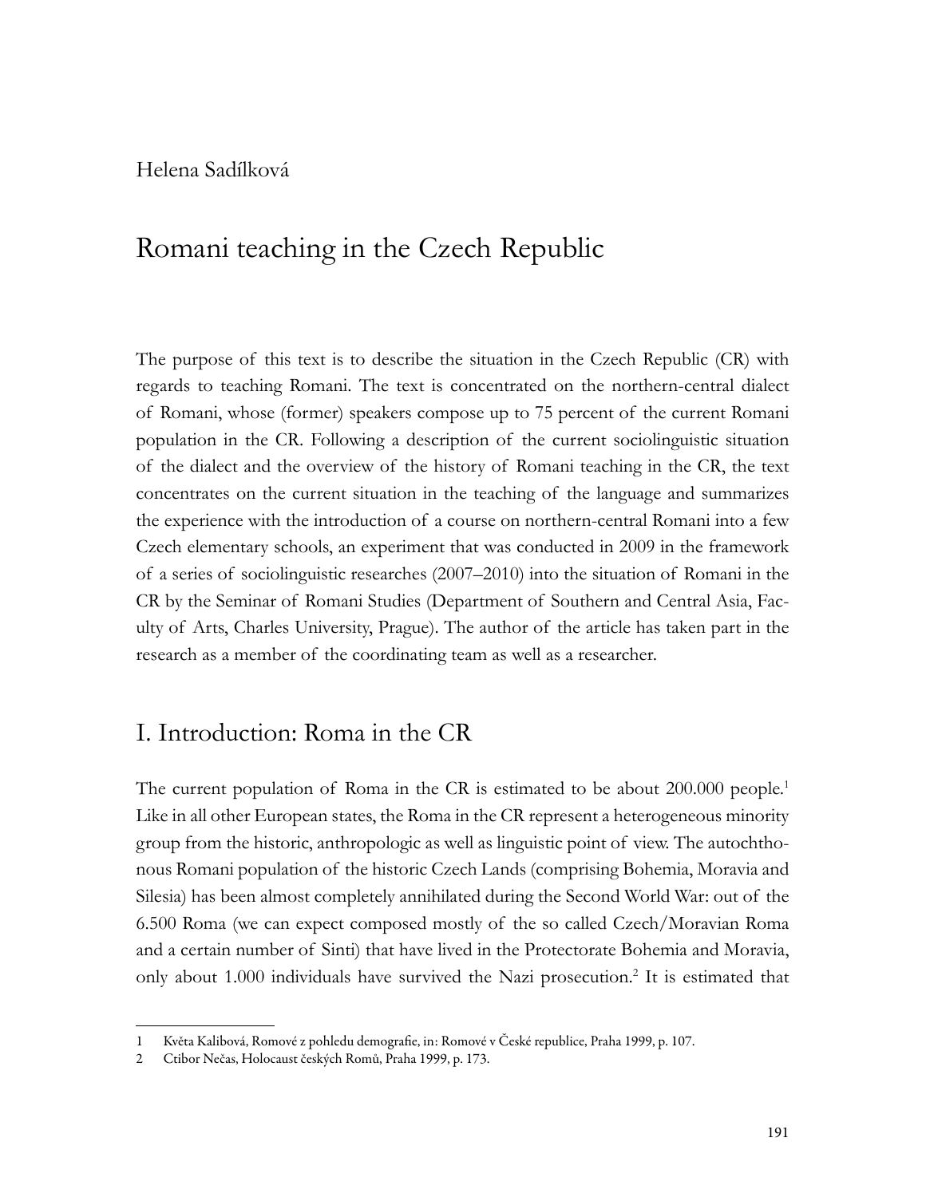Helena Sadílková

# Romani teaching in the Czech Republic

The purpose of this text is to describe the situation in the Czech Republic (CR) with regards to teaching Romani. The text is concentrated on the northern-central dialect of Romani, whose (former) speakers compose up to 75 percent of the current Romani population in the CR. Following a description of the current sociolinguistic situation of the dialect and the overview of the history of Romani teaching in the CR, the text concentrates on the current situation in the teaching of the language and summarizes the experience with the introduction of a course on northern-central Romani into a few Czech elementary schools, an experiment that was conducted in 2009 in the framework of a series of sociolinguistic researches (2007–2010) into the situation of Romani in the CR by the Seminar of Romani Studies (Department of Southern and Central Asia, Faculty of Arts, Charles University, Prague). The author of the article has taken part in the research as a member of the coordinating team as well as a researcher.

## I. Introduction: Roma in the CR

The current population of Roma in the CR is estimated to be about 200.000 people.[1] Like in all other European states, the Roma in the CR represent a heterogeneous minority group from the historic, anthropologic as well as linguistic point of view. The autochthonous Romani population of the historic Czech Lands (comprising Bohemia, Moravia and Silesia) has been almost completely annihilated during the Second World War: out of the 6.500 Roma (we can expect composed mostly of the so called Czech/Moravian Roma and a certain number of Sinti) that have lived in the Protectorate Bohemia and Moravia, only about 1.000 individuals have survived the Nazi prosecution.[2] It is estimated that

1 Květa Kalibová, Romové z pohledu demografie, in: Romové v České republice, Praha 1999, p. 107.

2 Ctibor Nečas, Holocaust českých Romů, Praha 1999, p. 173.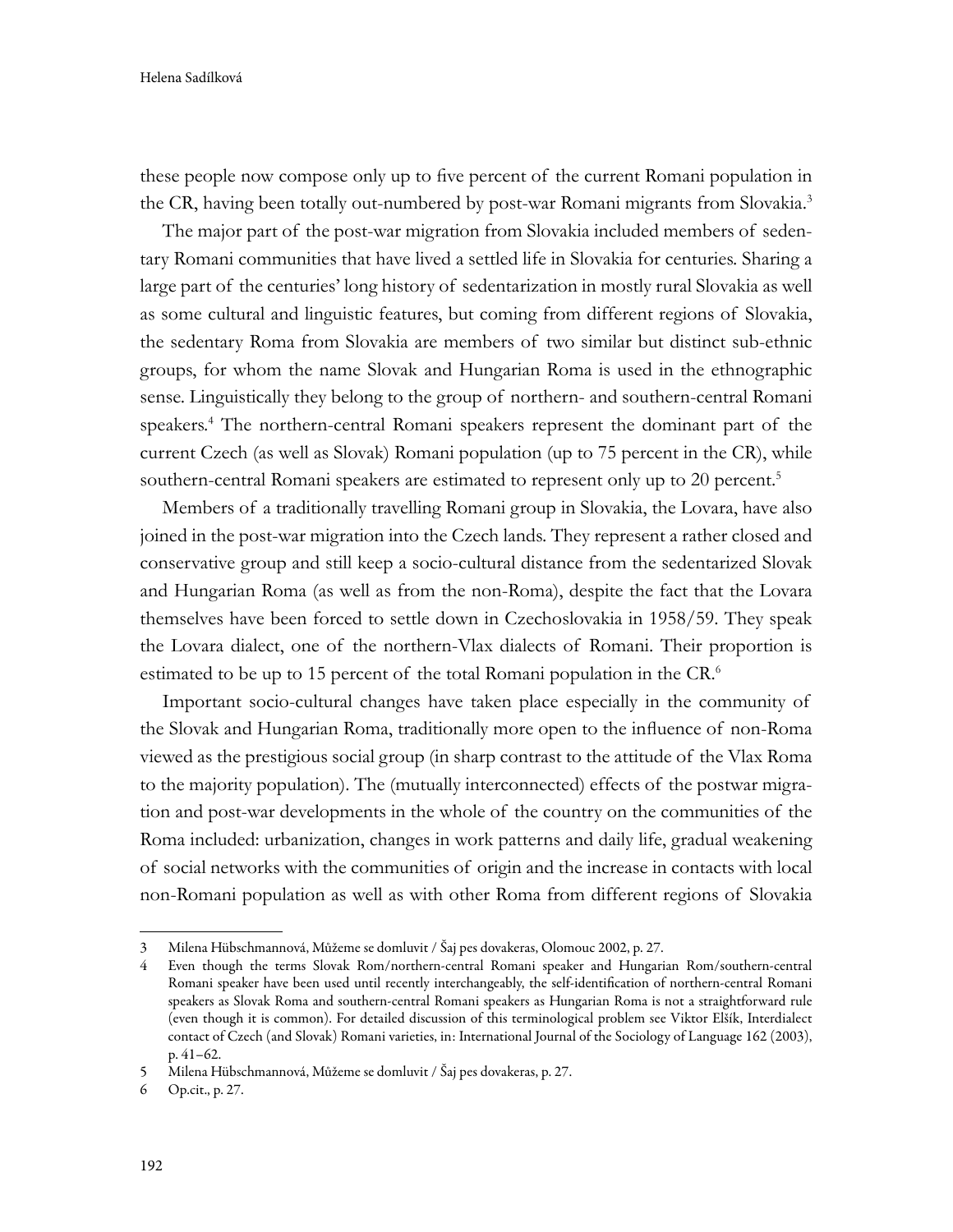these people now compose only up to five percent of the current Romani population in the CR, having been totally out-numbered by post-war Romani migrants from Slovakia.[3]

The major part of the post-war migration from Slovakia included members of sedentary Romani communities that have lived a settled life in Slovakia for centuries. Sharing a large part of the centuries' long history of sedentarization in mostly rural Slovakia as well as some cultural and linguistic features, but coming from different regions of Slovakia, the sedentary Roma from Slovakia are members of two similar but distinct sub-ethnic groups, for whom the name Slovak and Hungarian Roma is used in the ethnographic sense. Linguistically they belong to the group of northern- and southern-central Romani speakers.[4] The northern-central Romani speakers represent the dominant part of the current Czech (as well as Slovak) Romani population (up to 75 percent in the CR), while southern-central Romani speakers are estimated to represent only up to 20 percent.[5]

Members of a traditionally travelling Romani group in Slovakia, the Lovara, have also joined in the post-war migration into the Czech lands. They represent a rather closed and conservative group and still keep a socio-cultural distance from the sedentarized Slovak and Hungarian Roma (as well as from the non-Roma), despite the fact that the Lovara themselves have been forced to settle down in Czechoslovakia in 1958/59. They speak the Lovara dialect, one of the northern-Vlax dialects of Romani. Their proportion is estimated to be up to 15 percent of the total Romani population in the CR.[6]

Important socio-cultural changes have taken place especially in the community of the Slovak and Hungarian Roma, traditionally more open to the influence of non-Roma viewed as the prestigious social group (in sharp contrast to the attitude of the Vlax Roma to the majority population). The (mutually interconnected) effects of the postwar migration and post-war developments in the whole of the country on the communities of the Roma included: urbanization, changes in work patterns and daily life, gradual weakening of social networks with the communities of origin and the increase in contacts with local non-Romani population as well as with other Roma from different regions of Slovakia

---

3 Milena Hübschmannová, Můžeme se domluvit / Šaj pes dovakeras, Olomouc 2002, p. 27.

4 Even though the terms Slovak Rom/northern-central Romani speaker and Hungarian Rom/southern-central Romani speaker have been used until recently interchangeably, the self-identification of northern-central Romani speakers as Slovak Roma and southern-central Romani speakers as Hungarian Roma is not a straightforward rule (even though it is common). For detailed discussion of this terminological problem see Viktor Elšík, Interdialect contact of Czech (and Slovak) Romani varieties, in: International Journal of the Sociology of Language 162 (2003), p. 41–62.

5 Milena Hübschmannová, Můžeme se domluvit / Šaj pes dovakeras, p. 27.

6 Op.cit., p. 27.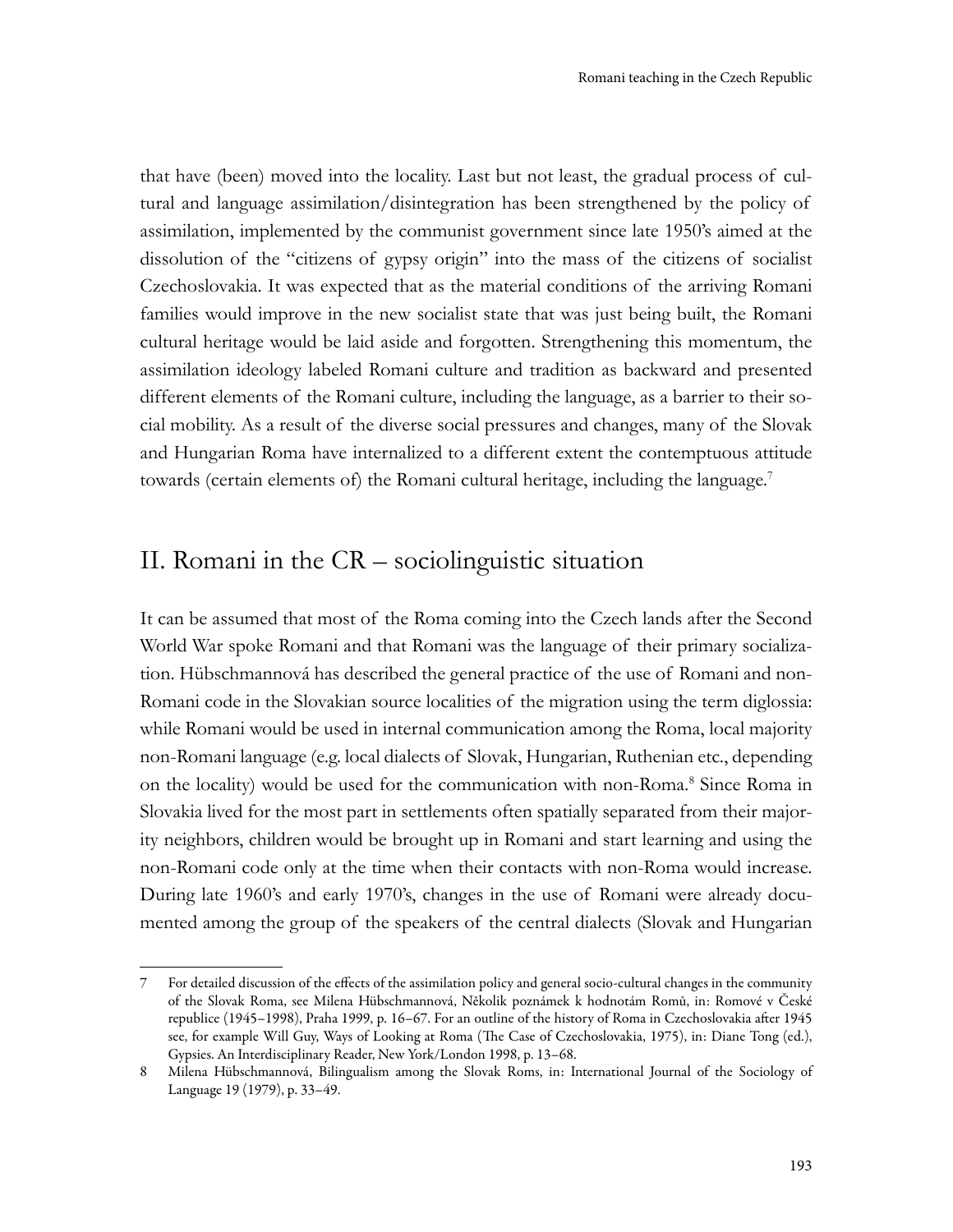that have (been) moved into the locality. Last but not least, the gradual process of cultural and language assimilation/disintegration has been strengthened by the policy of assimilation, implemented by the communist government since late 1950's aimed at the dissolution of the "citizens of gypsy origin" into the mass of the citizens of socialist Czechoslovakia. It was expected that as the material conditions of the arriving Romani families would improve in the new socialist state that was just being built, the Romani cultural heritage would be laid aside and forgotten. Strengthening this momentum, the assimilation ideology labeled Romani culture and tradition as backward and presented different elements of the Romani culture, including the language, as a barrier to their social mobility. As a result of the diverse social pressures and changes, many of the Slovak and Hungarian Roma have internalized to a different extent the contemptuous attitude towards (certain elements of) the Romani cultural heritage, including the language.[7]

## II. Romani in the CR – sociolinguistic situation

It can be assumed that most of the Roma coming into the Czech lands after the Second World War spoke Romani and that Romani was the language of their primary socialization. Hübschmannová has described the general practice of the use of Romani and non-Romani code in the Slovakian source localities of the migration using the term diglossia: while Romani would be used in internal communication among the Roma, local majority non-Romani language (e.g. local dialects of Slovak, Hungarian, Ruthenian etc., depending on the locality) would be used for the communication with non-Roma.[8] Since Roma in Slovakia lived for the most part in settlements often spatially separated from their majority neighbors, children would be brought up in Romani and start learning and using the non-Romani code only at the time when their contacts with non-Roma would increase. During late 1960's and early 1970's, changes in the use of Romani were already documented among the group of the speakers of the central dialects (Slovak and Hungarian

---

7 For detailed discussion of the effects of the assimilation policy and general socio-cultural changes in the community of the Slovak Roma, see Milena Hübschmannová, Několik poznámek k hodnotám Romů, in: Romové v České republice (1945–1998), Praha 1999, p. 16–67. For an outline of the history of Roma in Czechoslovakia after 1945 see, for example Will Guy, Ways of Looking at Roma (The Case of Czechoslovakia, 1975), in: Diane Tong (ed.), Gypsies. An Interdisciplinary Reader, New York/London 1998, p. 13–68.

8 Milena Hübschmannová, Bilingualism among the Slovak Roms, in: International Journal of the Sociology of Language 19 (1979), p. 33–49.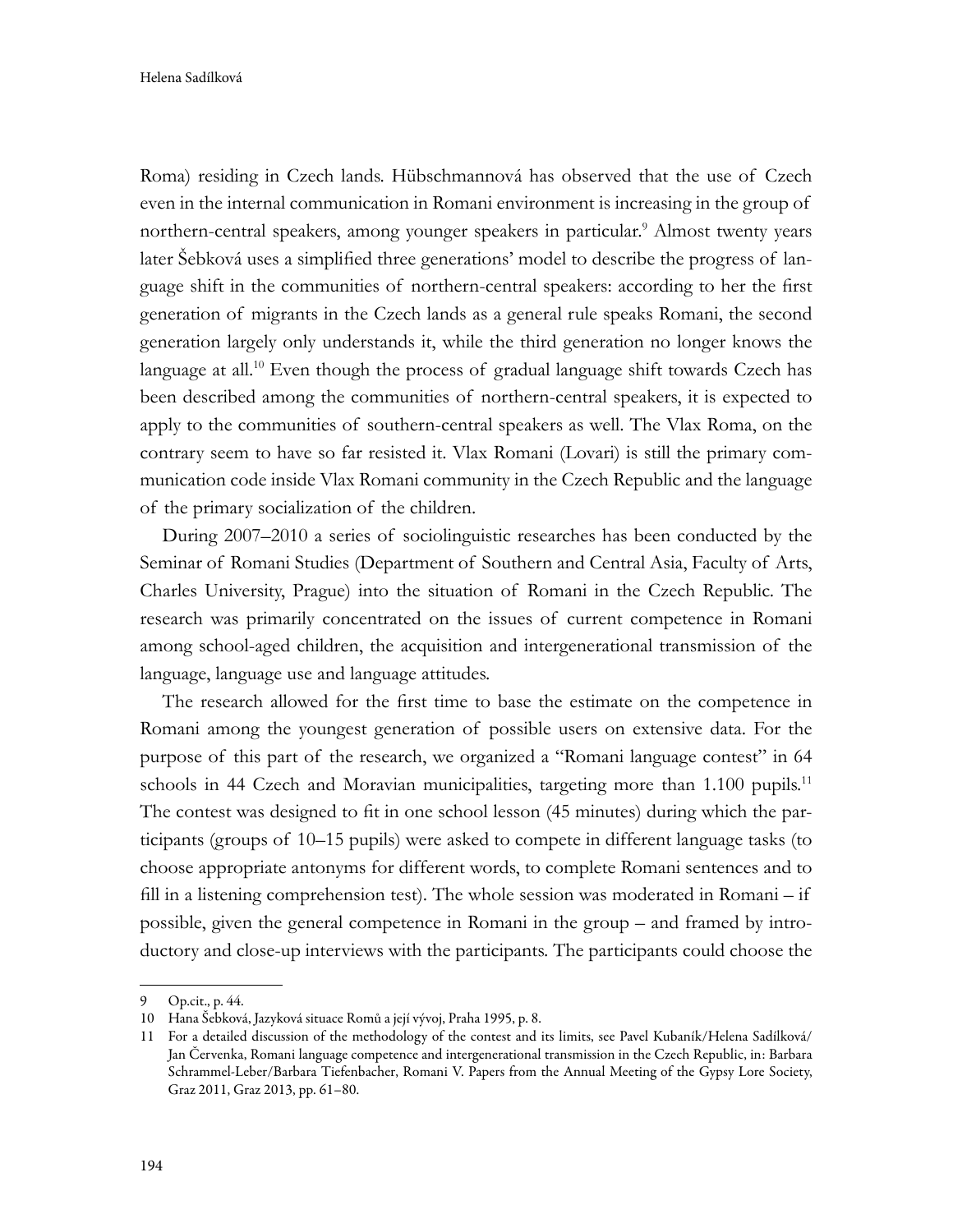Roma) residing in Czech lands. Hübschmannová has observed that the use of Czech even in the internal communication in Romani environment is increasing in the group of northern-central speakers, among younger speakers in particular.[9] Almost twenty years later Šebková uses a simplified three generations' model to describe the progress of language shift in the communities of northern-central speakers: according to her the first generation of migrants in the Czech lands as a general rule speaks Romani, the second generation largely only understands it, while the third generation no longer knows the language at all.[10] Even though the process of gradual language shift towards Czech has been described among the communities of northern-central speakers, it is expected to apply to the communities of southern-central speakers as well. The Vlax Roma, on the contrary seem to have so far resisted it. Vlax Romani (Lovari) is still the primary communication code inside Vlax Romani community in the Czech Republic and the language of the primary socialization of the children.

During 2007–2010 a series of sociolinguistic researches has been conducted by the Seminar of Romani Studies (Department of Southern and Central Asia, Faculty of Arts, Charles University, Prague) into the situation of Romani in the Czech Republic. The research was primarily concentrated on the issues of current competence in Romani among school-aged children, the acquisition and intergenerational transmission of the language, language use and language attitudes.

The research allowed for the first time to base the estimate on the competence in Romani among the youngest generation of possible users on extensive data. For the purpose of this part of the research, we organized a "Romani language contest" in 64 schools in 44 Czech and Moravian municipalities, targeting more than 1.100 pupils.[11] The contest was designed to fit in one school lesson (45 minutes) during which the participants (groups of 10–15 pupils) were asked to compete in different language tasks (to choose appropriate antonyms for different words, to complete Romani sentences and to fill in a listening comprehension test). The whole session was moderated in Romani – if possible, given the general competence in Romani in the group – and framed by introductory and close-up interviews with the participants. The participants could choose the

---

9 Op.cit., p. 44.

10 Hana Šebková, Jazyková situace Romů a její vývoj, Praha 1995, p. 8.

11 For a detailed discussion of the methodology of the contest and its limits, see Pavel Kubaník/Helena Sadílková/Jan Červenka, Romani language competence and intergenerational transmission in the Czech Republic, in: Barbara Schrammel-Leber/Barbara Tiefenbacher, Romani V. Papers from the Annual Meeting of the Gypsy Lore Society, Graz 2011, Graz 2013, pp. 61–80.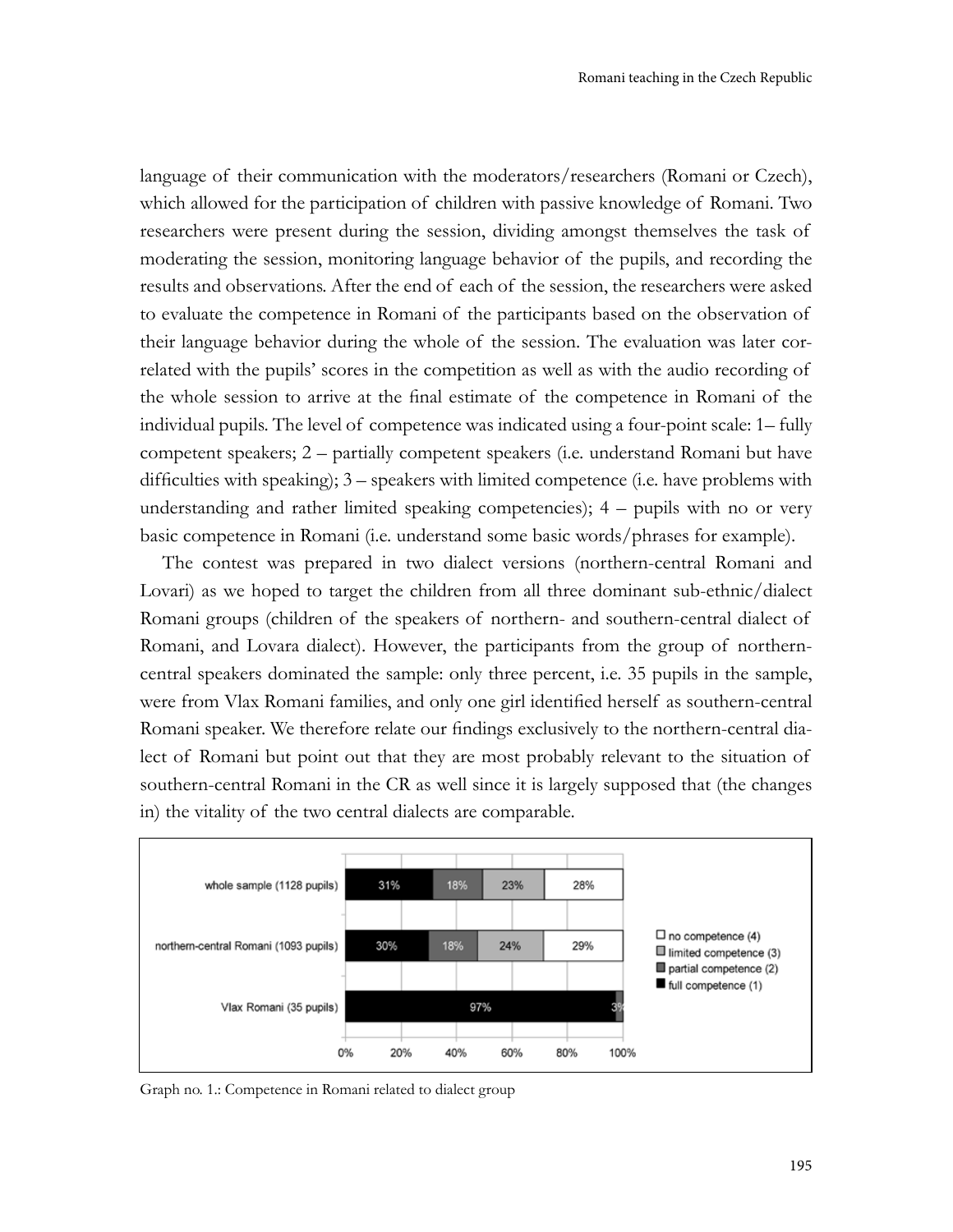language of their communication with the moderators/researchers (Romani or Czech), which allowed for the participation of children with passive knowledge of Romani. Two researchers were present during the session, dividing amongst themselves the task of moderating the session, monitoring language behavior of the pupils, and recording the results and observations. After the end of each of the session, the researchers were asked to evaluate the competence in Romani of the participants based on the observation of their language behavior during the whole of the session. The evaluation was later correlated with the pupils' scores in the competition as well as with the audio recording of the whole session to arrive at the final estimate of the competence in Romani of the individual pupils. The level of competence was indicated using a four-point scale: 1– fully competent speakers; 2 – partially competent speakers (i.e. understand Romani but have difficulties with speaking); 3 – speakers with limited competence (i.e. have problems with understanding and rather limited speaking competencies); 4 – pupils with no or very basic competence in Romani (i.e. understand some basic words/phrases for example).

The contest was prepared in two dialect versions (northern-central Romani and Lovari) as we hoped to target the children from all three dominant sub-ethnic/dialect Romani groups (children of the speakers of northern- and southern-central dialect of Romani, and Lovara dialect). However, the participants from the group of northern-central speakers dominated the sample: only three percent, i.e. 35 pupils in the sample, were from Vlax Romani families, and only one girl identified herself as southern-central Romani speaker. We therefore relate our findings exclusively to the northern-central dialect of Romani but point out that they are most probably relevant to the situation of southern-central Romani in the CR as well since it is largely supposed that (the changes in) the vitality of the two central dialects are comparable.

| | full competence (1) | partial competence (2) | limited competence (3) | no competence (4) |
|---|---|---|---|---|
| whole sample (1128 pupils) | 31% | 18% | 23% | 28% |
| northern-central Romani (1093 pupils) | 30% | 18% | 24% | 29% |
| Vlax Romani (35 pupils) | 97% | 3% | | |

Graph no. 1.: Competence in Romani related to dialect group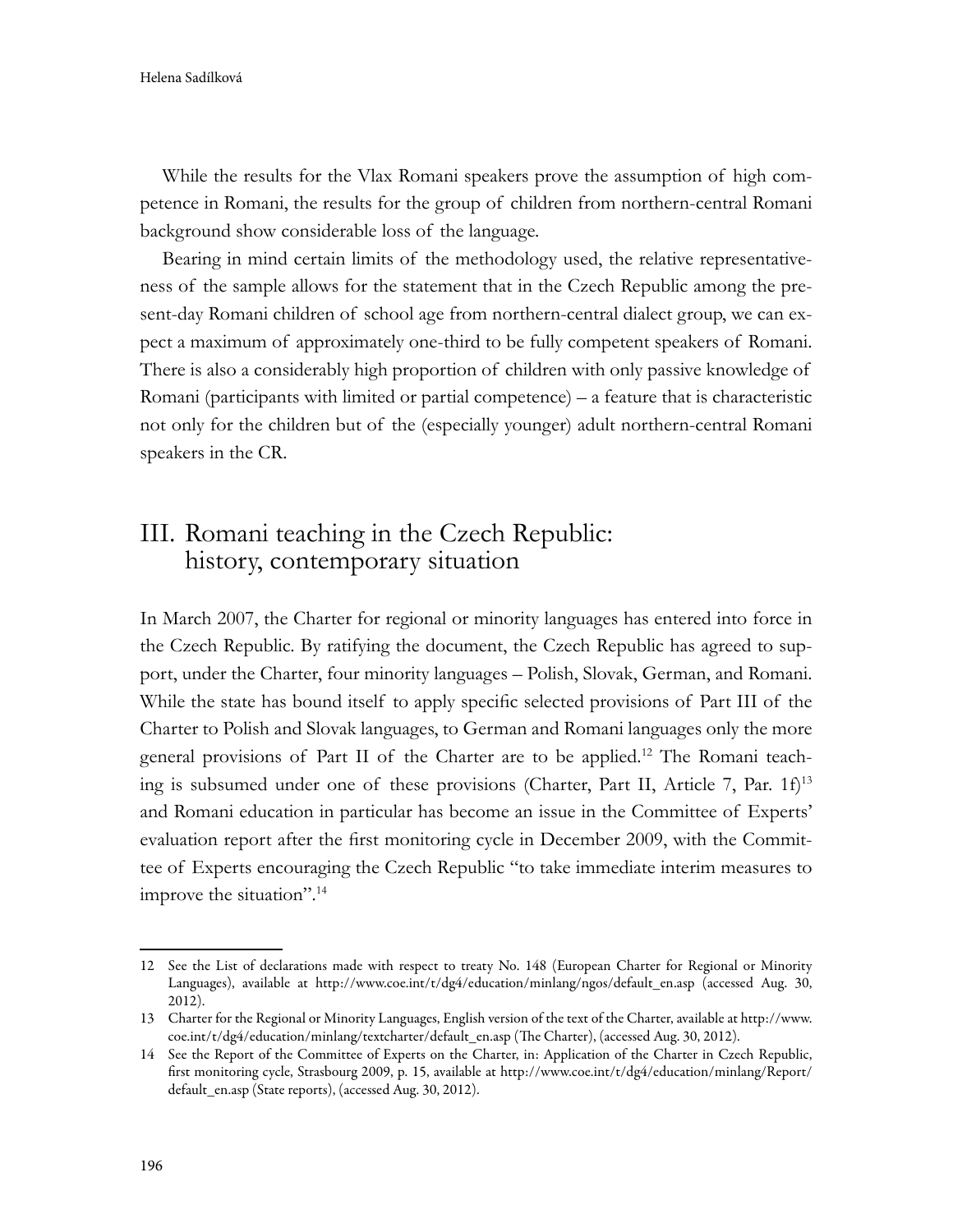While the results for the Vlax Romani speakers prove the assumption of high competence in Romani, the results for the group of children from northern-central Romani background show considerable loss of the language.

Bearing in mind certain limits of the methodology used, the relative representativeness of the sample allows for the statement that in the Czech Republic among the present-day Romani children of school age from northern-central dialect group, we can expect a maximum of approximately one-third to be fully competent speakers of Romani. There is also a considerably high proportion of children with only passive knowledge of Romani (participants with limited or partial competence) – a feature that is characteristic not only for the children but of the (especially younger) adult northern-central Romani speakers in the CR.

## III. Romani teaching in the Czech Republic: history, contemporary situation

In March 2007, the Charter for regional or minority languages has entered into force in the Czech Republic. By ratifying the document, the Czech Republic has agreed to support, under the Charter, four minority languages – Polish, Slovak, German, and Romani. While the state has bound itself to apply specific selected provisions of Part III of the Charter to Polish and Slovak languages, to German and Romani languages only the more general provisions of Part II of the Charter are to be applied.[12] The Romani teaching is subsumed under one of these provisions (Charter, Part II, Article 7, Par. 1f)[13] and Romani education in particular has become an issue in the Committee of Experts' evaluation report after the first monitoring cycle in December 2009, with the Committee of Experts encouraging the Czech Republic "to take immediate interim measures to improve the situation".[14]

---

12 See the List of declarations made with respect to treaty No. 148 (European Charter for Regional or Minority Languages), available at http://www.coe.int/t/dg4/education/minlang/ngos/default_en.asp (accessed Aug. 30, 2012).

13 Charter for the Regional or Minority Languages, English version of the text of the Charter, available at http://www.coe.int/t/dg4/education/minlang/textcharter/default_en.asp (The Charter), (accessed Aug. 30, 2012).

14 See the Report of the Committee of Experts on the Charter, in: Application of the Charter in Czech Republic, first monitoring cycle, Strasbourg 2009, p. 15, available at http://www.coe.int/t/dg4/education/minlang/Report/default_en.asp (State reports), (accessed Aug. 30, 2012).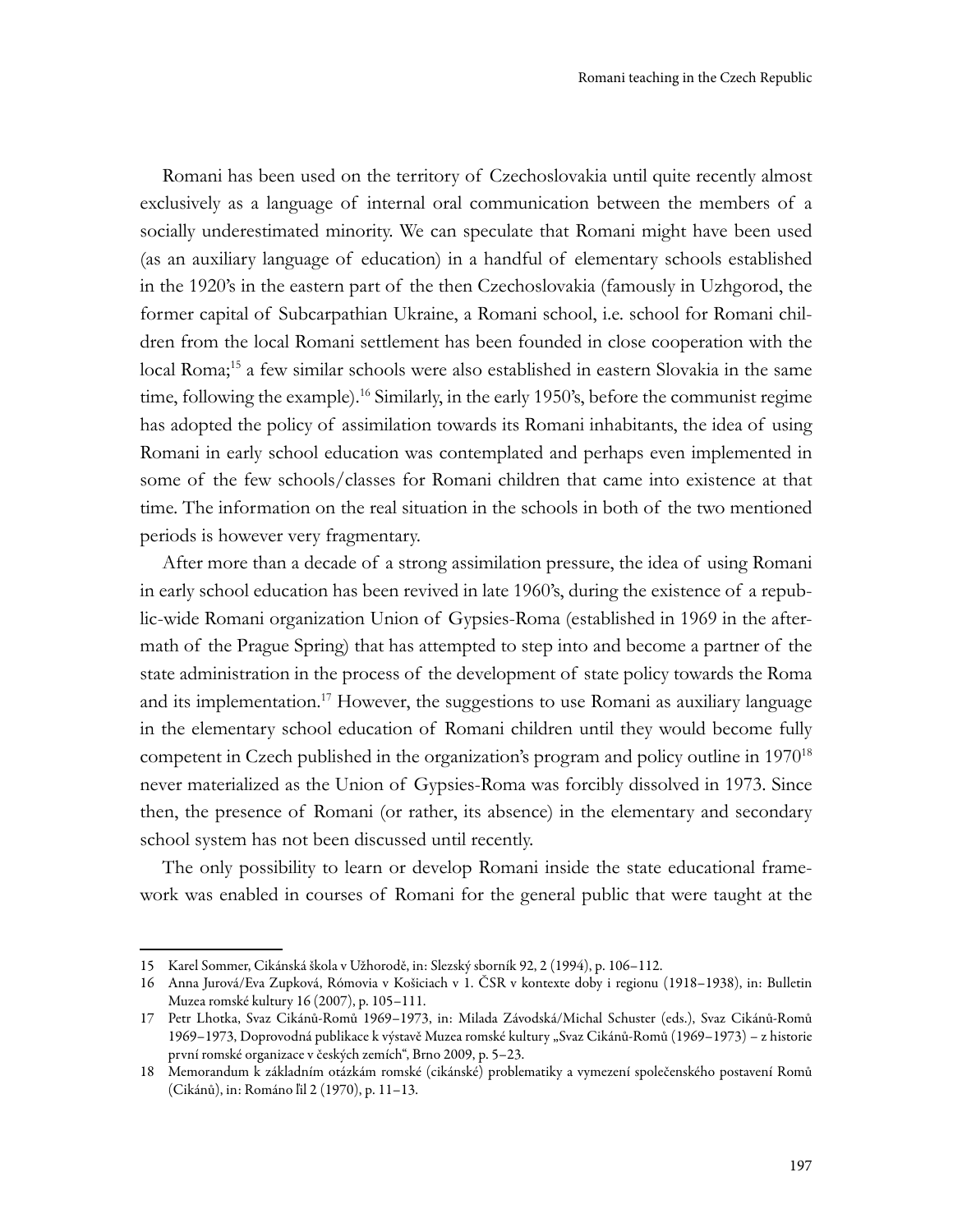Romani has been used on the territory of Czechoslovakia until quite recently almost exclusively as a language of internal oral communication between the members of a socially underestimated minority. We can speculate that Romani might have been used (as an auxiliary language of education) in a handful of elementary schools established in the 1920's in the eastern part of the then Czechoslovakia (famously in Uzhgorod, the former capital of Subcarpathian Ukraine, a Romani school, i.e. school for Romani children from the local Romani settlement has been founded in close cooperation with the local Roma;[15] a few similar schools were also established in eastern Slovakia in the same time, following the example).[16] Similarly, in the early 1950's, before the communist regime has adopted the policy of assimilation towards its Romani inhabitants, the idea of using Romani in early school education was contemplated and perhaps even implemented in some of the few schools/classes for Romani children that came into existence at that time. The information on the real situation in the schools in both of the two mentioned periods is however very fragmentary.

After more than a decade of a strong assimilation pressure, the idea of using Romani in early school education has been revived in late 1960's, during the existence of a republic-wide Romani organization Union of Gypsies-Roma (established in 1969 in the aftermath of the Prague Spring) that has attempted to step into and become a partner of the state administration in the process of the development of state policy towards the Roma and its implementation.[17] However, the suggestions to use Romani as auxiliary language in the elementary school education of Romani children until they would become fully competent in Czech published in the organization's program and policy outline in 1970[18] never materialized as the Union of Gypsies-Roma was forcibly dissolved in 1973. Since then, the presence of Romani (or rather, its absence) in the elementary and secondary school system has not been discussed until recently.

The only possibility to learn or develop Romani inside the state educational framework was enabled in courses of Romani for the general public that were taught at the

---

15 Karel Sommer, Cikánská škola v Užhorodě, in: Slezský sborník 92, 2 (1994), p. 106–112.

16 Anna Jurová/Eva Zupková, Rómovia v Košiciach v 1. ČSR v kontexte doby i regionu (1918–1938), in: Bulletin Muzea romské kultury 16 (2007), p. 105–111.

17 Petr Lhotka, Svaz Cikánů-Romů 1969–1973, in: Milada Závodská/Michal Schuster (eds.), Svaz Cikánů-Romů 1969–1973, Doprovodná publikace k výstavě Muzea romské kultury „Svaz Cikánů-Romů (1969–1973) – z historie první romské organizace v českých zemích", Brno 2009, p. 5–23.

18 Memorandum k základním otázkám romské (cikánské) problematiky a vymezení společenského postavení Romů (Cikánů), in: Románo ľil 2 (1970), p. 11–13.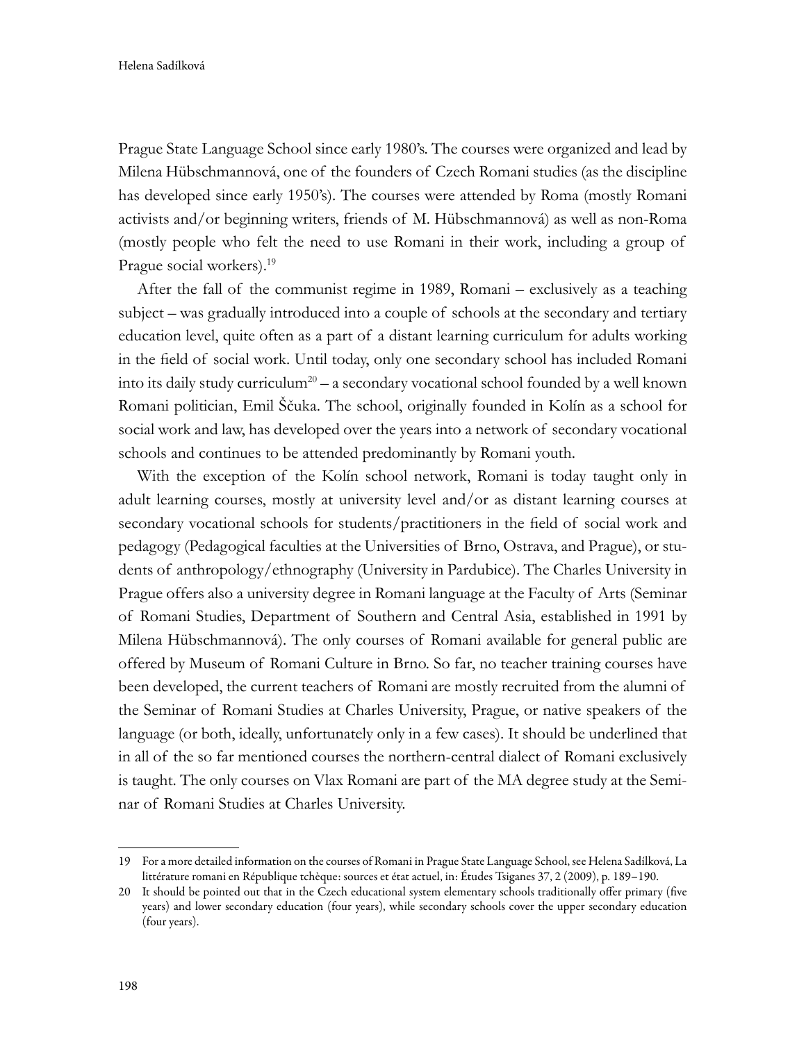Prague State Language School since early 1980's. The courses were organized and lead by Milena Hübschmannová, one of the founders of Czech Romani studies (as the discipline has developed since early 1950's). The courses were attended by Roma (mostly Romani activists and/or beginning writers, friends of M. Hübschmannová) as well as non-Roma (mostly people who felt the need to use Romani in their work, including a group of Prague social workers).[19]

After the fall of the communist regime in 1989, Romani – exclusively as a teaching subject – was gradually introduced into a couple of schools at the secondary and tertiary education level, quite often as a part of a distant learning curriculum for adults working in the field of social work. Until today, only one secondary school has included Romani into its daily study curriculum[20] – a secondary vocational school founded by a well known Romani politician, Emil Ščuka. The school, originally founded in Kolín as a school for social work and law, has developed over the years into a network of secondary vocational schools and continues to be attended predominantly by Romani youth.

With the exception of the Kolín school network, Romani is today taught only in adult learning courses, mostly at university level and/or as distant learning courses at secondary vocational schools for students/practitioners in the field of social work and pedagogy (Pedagogical faculties at the Universities of Brno, Ostrava, and Prague), or students of anthropology/ethnography (University in Pardubice). The Charles University in Prague offers also a university degree in Romani language at the Faculty of Arts (Seminar of Romani Studies, Department of Southern and Central Asia, established in 1991 by Milena Hübschmannová). The only courses of Romani available for general public are offered by Museum of Romani Culture in Brno. So far, no teacher training courses have been developed, the current teachers of Romani are mostly recruited from the alumni of the Seminar of Romani Studies at Charles University, Prague, or native speakers of the language (or both, ideally, unfortunately only in a few cases). It should be underlined that in all of the so far mentioned courses the northern-central dialect of Romani exclusively is taught. The only courses on Vlax Romani are part of the MA degree study at the Seminar of Romani Studies at Charles University.

---

19 For a more detailed information on the courses of Romani in Prague State Language School, see Helena Sadílková, La littérature romani en République tchèque: sources et état actuel, in: Études Tsiganes 37, 2 (2009), p. 189–190.

20 It should be pointed out that in the Czech educational system elementary schools traditionally offer primary (five years) and lower secondary education (four years), while secondary schools cover the upper secondary education (four years).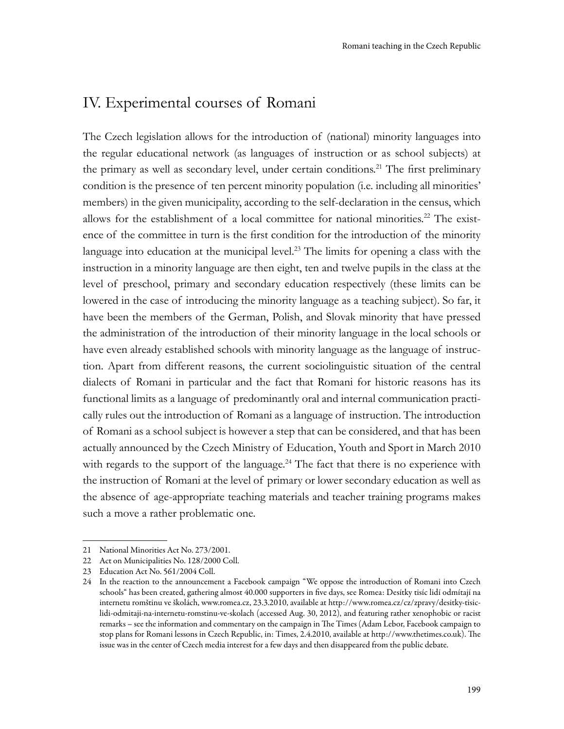## IV. Experimental courses of Romani

The Czech legislation allows for the introduction of (national) minority languages into the regular educational network (as languages of instruction or as school subjects) at the primary as well as secondary level, under certain conditions.[21] The first preliminary condition is the presence of ten percent minority population (i.e. including all minorities' members) in the given municipality, according to the self-declaration in the census, which allows for the establishment of a local committee for national minorities.[22] The existence of the committee in turn is the first condition for the introduction of the minority language into education at the municipal level.[23] The limits for opening a class with the instruction in a minority language are then eight, ten and twelve pupils in the class at the level of preschool, primary and secondary education respectively (these limits can be lowered in the case of introducing the minority language as a teaching subject). So far, it have been the members of the German, Polish, and Slovak minority that have pressed the administration of the introduction of their minority language in the local schools or have even already established schools with minority language as the language of instruction. Apart from different reasons, the current sociolinguistic situation of the central dialects of Romani in particular and the fact that Romani for historic reasons has its functional limits as a language of predominantly oral and internal communication practically rules out the introduction of Romani as a language of instruction. The introduction of Romani as a school subject is however a step that can be considered, and that has been actually announced by the Czech Ministry of Education, Youth and Sport in March 2010 with regards to the support of the language.[24] The fact that there is no experience with the instruction of Romani at the level of primary or lower secondary education as well as the absence of age-appropriate teaching materials and teacher training programs makes such a move a rather problematic one.

---

21 National Minorities Act No. 273/2001.

22 Act on Municipalities No. 128/2000 Coll.

23 Education Act No. 561/2004 Coll.

24 In the reaction to the announcement a Facebook campaign "We oppose the introduction of Romani into Czech schools" has been created, gathering almost 40.000 supporters in five days, see Romea: Desítky tisíc lidí odmítají na internetu romštinu ve školách, www.romea.cz, 23.3.2010, available at http://www.romea.cz/cz/zpravy/desitky-tisic-lidi-odmitaji-na-internetu-romstinu-ve-skolach (accessed Aug. 30, 2012), and featuring rather xenophobic or racist remarks – see the information and commentary on the campaign in The Times (Adam Lebor, Facebook campaign to stop plans for Romani lessons in Czech Republic, in: Times, 2.4.2010, available at http://www.thetimes.co.uk). The issue was in the center of Czech media interest for a few days and then disappeared from the public debate.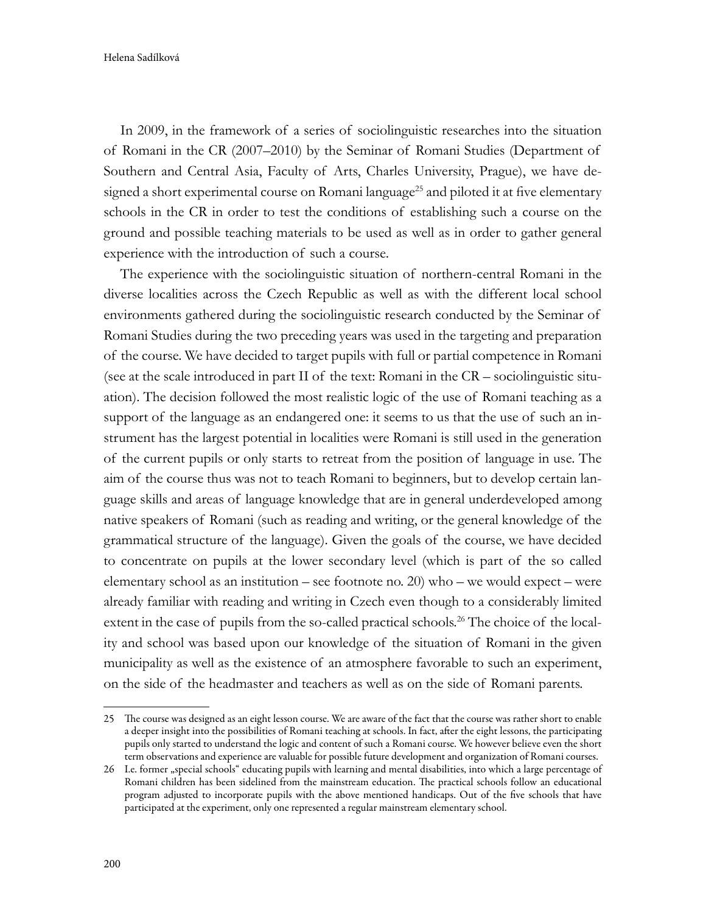In 2009, in the framework of a series of sociolinguistic researches into the situation of Romani in the CR (2007–2010) by the Seminar of Romani Studies (Department of Southern and Central Asia, Faculty of Arts, Charles University, Prague), we have designed a short experimental course on Romani language[25] and piloted it at five elementary schools in the CR in order to test the conditions of establishing such a course on the ground and possible teaching materials to be used as well as in order to gather general experience with the introduction of such a course.

The experience with the sociolinguistic situation of northern-central Romani in the diverse localities across the Czech Republic as well as with the different local school environments gathered during the sociolinguistic research conducted by the Seminar of Romani Studies during the two preceding years was used in the targeting and preparation of the course. We have decided to target pupils with full or partial competence in Romani (see at the scale introduced in part II of the text: Romani in the CR – sociolinguistic situation). The decision followed the most realistic logic of the use of Romani teaching as a support of the language as an endangered one: it seems to us that the use of such an instrument has the largest potential in localities were Romani is still used in the generation of the current pupils or only starts to retreat from the position of language in use. The aim of the course thus was not to teach Romani to beginners, but to develop certain language skills and areas of language knowledge that are in general underdeveloped among native speakers of Romani (such as reading and writing, or the general knowledge of the grammatical structure of the language). Given the goals of the course, we have decided to concentrate on pupils at the lower secondary level (which is part of the so called elementary school as an institution – see footnote no. 20) who – we would expect – were already familiar with reading and writing in Czech even though to a considerably limited extent in the case of pupils from the so-called practical schools.[26] The choice of the locality and school was based upon our knowledge of the situation of Romani in the given municipality as well as the existence of an atmosphere favorable to such an experiment, on the side of the headmaster and teachers as well as on the side of Romani parents.

---

25 The course was designed as an eight lesson course. We are aware of the fact that the course was rather short to enable a deeper insight into the possibilities of Romani teaching at schools. In fact, after the eight lessons, the participating pupils only started to understand the logic and content of such a Romani course. We however believe even the short term observations and experience are valuable for possible future development and organization of Romani courses.

26 I.e. former „special schools" educating pupils with learning and mental disabilities, into which a large percentage of Romani children has been sidelined from the mainstream education. The practical schools follow an educational program adjusted to incorporate pupils with the above mentioned handicaps. Out of the five schools that have participated at the experiment, only one represented a regular mainstream elementary school.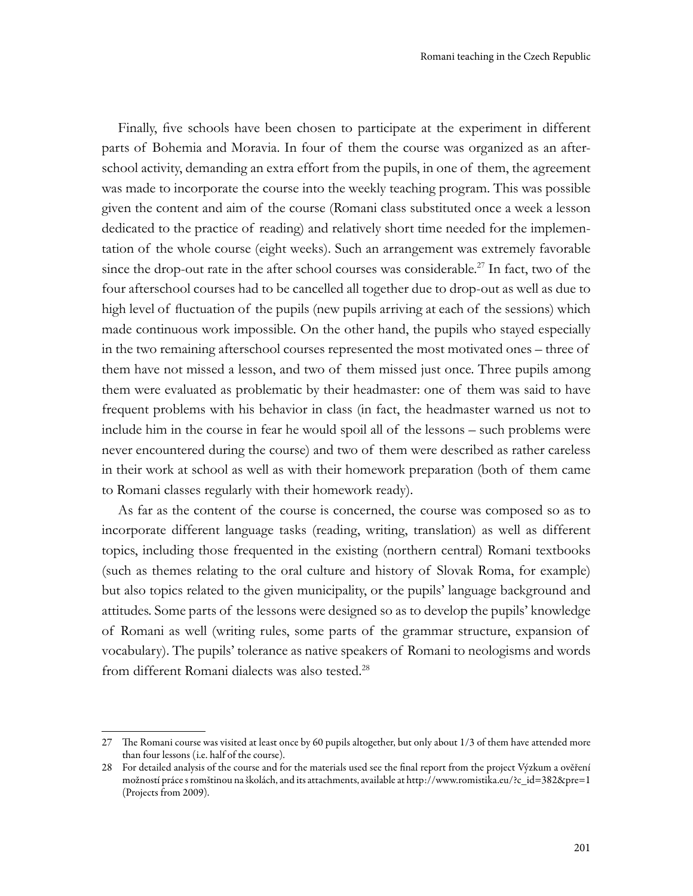Finally, five schools have been chosen to participate at the experiment in different parts of Bohemia and Moravia. In four of them the course was organized as an after-school activity, demanding an extra effort from the pupils, in one of them, the agreement was made to incorporate the course into the weekly teaching program. This was possible given the content and aim of the course (Romani class substituted once a week a lesson dedicated to the practice of reading) and relatively short time needed for the implementation of the whole course (eight weeks). Such an arrangement was extremely favorable since the drop-out rate in the after school courses was considerable.[27] In fact, two of the four afterschool courses had to be cancelled all together due to drop-out as well as due to high level of fluctuation of the pupils (new pupils arriving at each of the sessions) which made continuous work impossible. On the other hand, the pupils who stayed especially in the two remaining afterschool courses represented the most motivated ones – three of them have not missed a lesson, and two of them missed just once. Three pupils among them were evaluated as problematic by their headmaster: one of them was said to have frequent problems with his behavior in class (in fact, the headmaster warned us not to include him in the course in fear he would spoil all of the lessons – such problems were never encountered during the course) and two of them were described as rather careless in their work at school as well as with their homework preparation (both of them came to Romani classes regularly with their homework ready).

As far as the content of the course is concerned, the course was composed so as to incorporate different language tasks (reading, writing, translation) as well as different topics, including those frequented in the existing (northern central) Romani textbooks (such as themes relating to the oral culture and history of Slovak Roma, for example) but also topics related to the given municipality, or the pupils' language background and attitudes. Some parts of the lessons were designed so as to develop the pupils' knowledge of Romani as well (writing rules, some parts of the grammar structure, expansion of vocabulary). The pupils' tolerance as native speakers of Romani to neologisms and words from different Romani dialects was also tested.[28]

---

27 The Romani course was visited at least once by 60 pupils altogether, but only about 1/3 of them have attended more than four lessons (i.e. half of the course).

28 For detailed analysis of the course and for the materials used see the final report from the project Výzkum a ověření možností práce s romštinou na školách, and its attachments, available at http://www.romistika.eu/?c_id=382&pre=1 (Projects from 2009).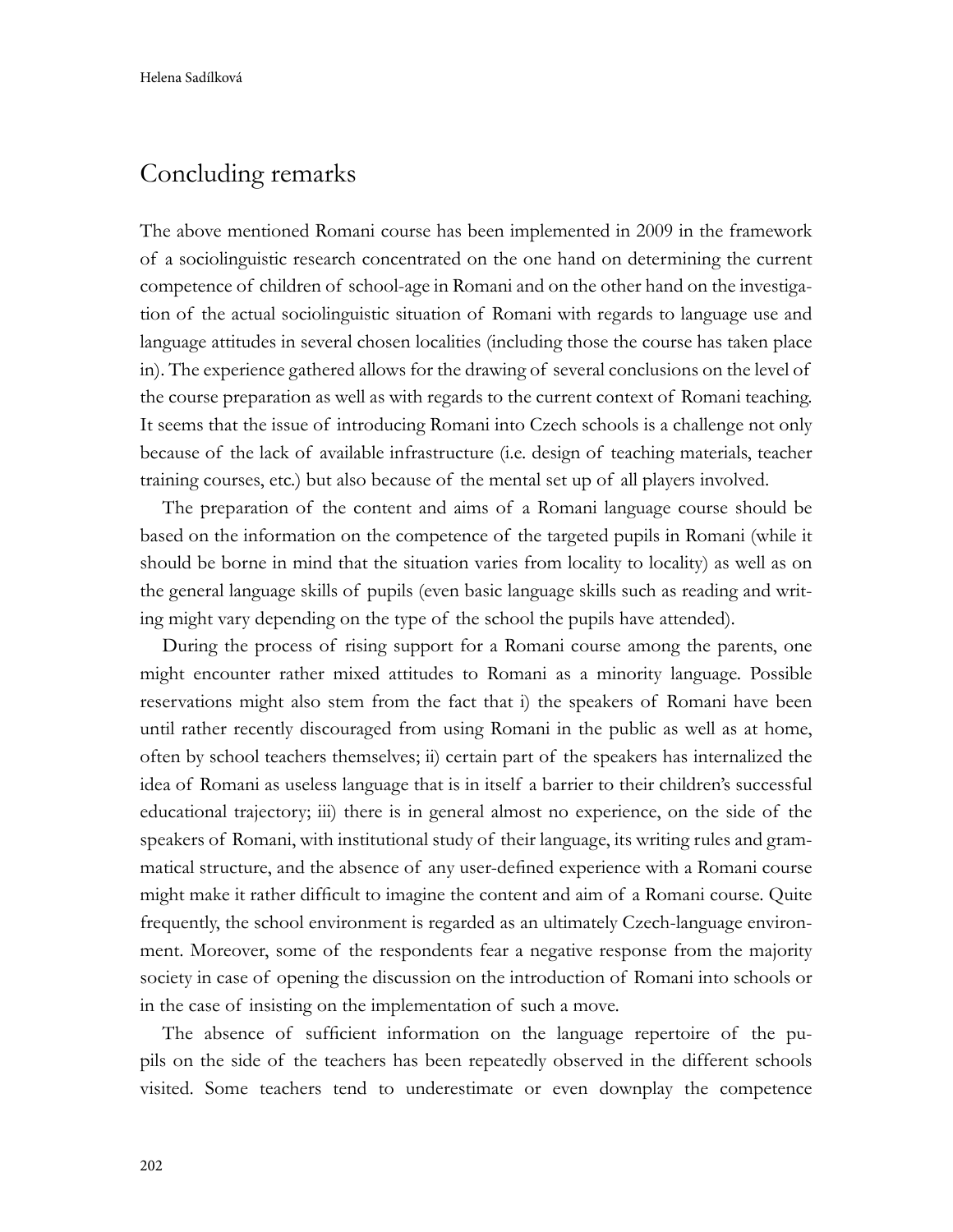## Concluding remarks

The above mentioned Romani course has been implemented in 2009 in the framework of a sociolinguistic research concentrated on the one hand on determining the current competence of children of school-age in Romani and on the other hand on the investigation of the actual sociolinguistic situation of Romani with regards to language use and language attitudes in several chosen localities (including those the course has taken place in). The experience gathered allows for the drawing of several conclusions on the level of the course preparation as well as with regards to the current context of Romani teaching. It seems that the issue of introducing Romani into Czech schools is a challenge not only because of the lack of available infrastructure (i.e. design of teaching materials, teacher training courses, etc.) but also because of the mental set up of all players involved.

The preparation of the content and aims of a Romani language course should be based on the information on the competence of the targeted pupils in Romani (while it should be borne in mind that the situation varies from locality to locality) as well as on the general language skills of pupils (even basic language skills such as reading and writing might vary depending on the type of the school the pupils have attended).

During the process of rising support for a Romani course among the parents, one might encounter rather mixed attitudes to Romani as a minority language. Possible reservations might also stem from the fact that i) the speakers of Romani have been until rather recently discouraged from using Romani in the public as well as at home, often by school teachers themselves; ii) certain part of the speakers has internalized the idea of Romani as useless language that is in itself a barrier to their children's successful educational trajectory; iii) there is in general almost no experience, on the side of the speakers of Romani, with institutional study of their language, its writing rules and grammatical structure, and the absence of any user-defined experience with a Romani course might make it rather difficult to imagine the content and aim of a Romani course. Quite frequently, the school environment is regarded as an ultimately Czech-language environment. Moreover, some of the respondents fear a negative response from the majority society in case of opening the discussion on the introduction of Romani into schools or in the case of insisting on the implementation of such a move.

The absence of sufficient information on the language repertoire of the pupils on the side of the teachers has been repeatedly observed in the different schools visited. Some teachers tend to underestimate or even downplay the competence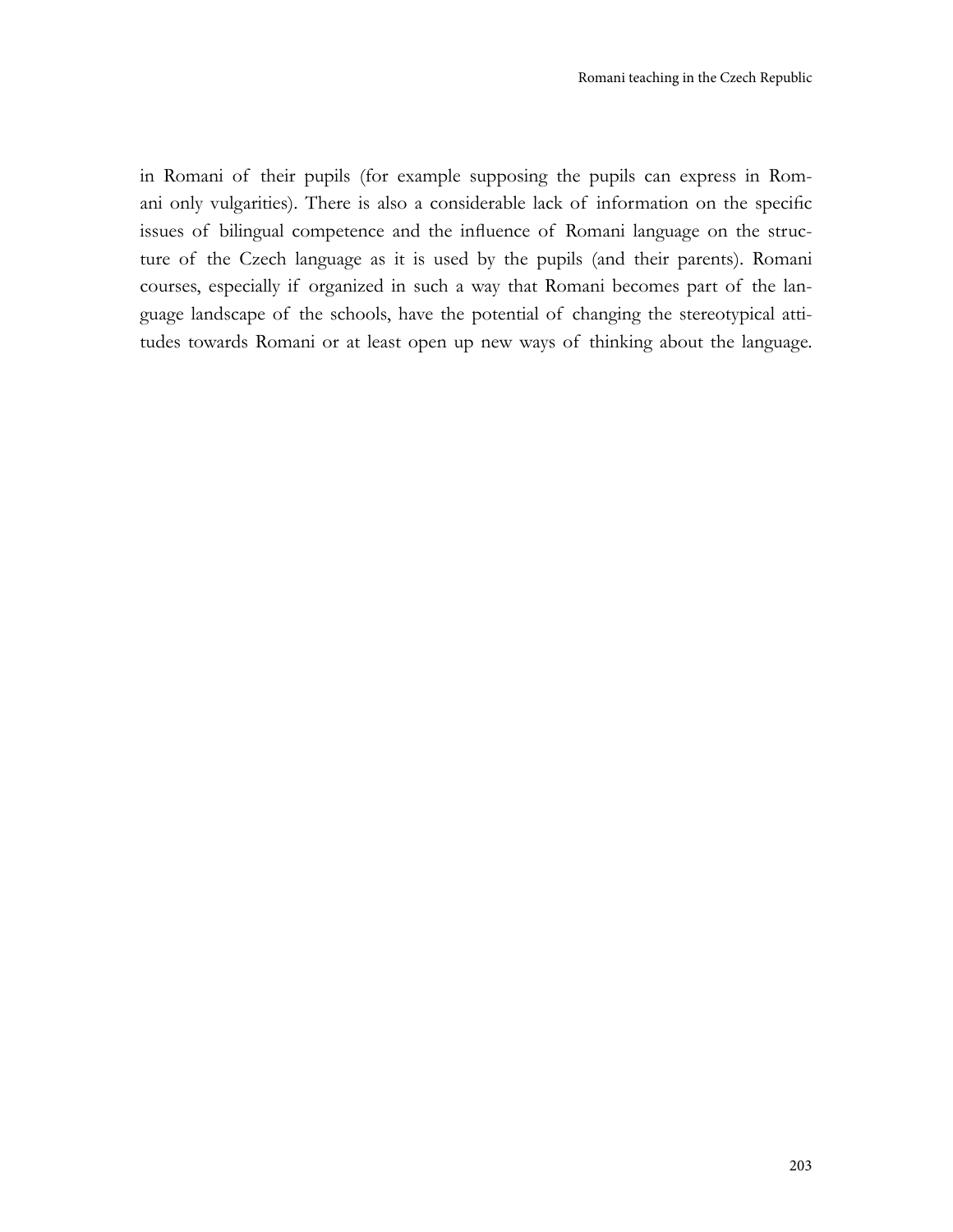in Romani of their pupils (for example supposing the pupils can express in Romani only vulgarities). There is also a considerable lack of information on the specific issues of bilingual competence and the influence of Romani language on the structure of the Czech language as it is used by the pupils (and their parents). Romani courses, especially if organized in such a way that Romani becomes part of the language landscape of the schools, have the potential of changing the stereotypical attitudes towards Romani or at least open up new ways of thinking about the language.